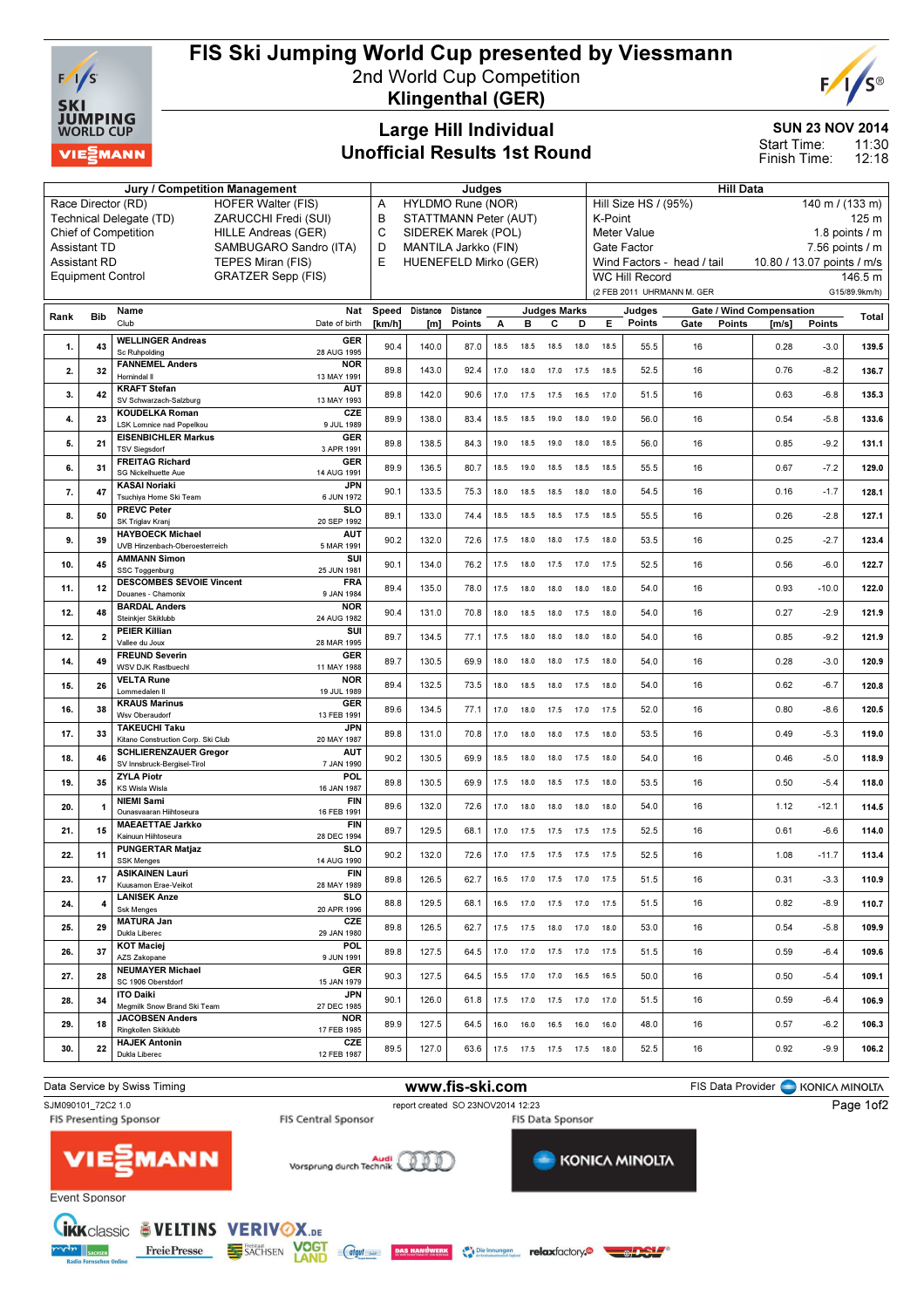# FIS Ski Jumping World Cup presented by Viessmann

## 2nd World Cup Competition

## Klingenthal (GER)

### Large Hill Individual
### Unofficial Results 1st Round

**SUN 23 NOV 2014**
Start Time: 11:30
Finish Time: 12:18

| Jury / Competition Management | | Judges | | Hill Data | |
|---|---|---|---|---|---|
| Race Director (RD) | HOFER Walter (FIS) | A | HYLDMO Rune (NOR) | Hill Size HS / (95%) | 140 m / (133 m) |
| Technical Delegate (TD) | ZARUCCHI Fredi (SUI) | B | STATTMANN Peter (AUT) | K-Point | 125 m |
| Chief of Competition | HILLE Andreas (GER) | C | SIDEREK Marek (POL) | Meter Value | 1.8 points / m |
| Assistant TD | SAMBUGARO Sandro (ITA) | D | MANTILA Jarkko (FIN) | Gate Factor | 7.56 points / m |
| Assistant RD | TEPES Miran (FIS) | E | HUENEFELD Mirko (GER) | Wind Factors - head / tail | 10.80 / 13.07 points / m/s |
| Equipment Control | GRATZER Sepp (FIS) | | | WC Hill Record | 146.5 m |
| | | | | (2 FEB 2011 UHRMANN M. GER | G15/89.9km/h) |

| Rank | Bib | Name / Club | Nat / Date of birth | Speed [km/h] | Distance [m] | Distance Points | A | B | C | D | E | Judges Points | Gate | Gate Points | Wind [m/s] | Wind Points | Total |
|---|---|---|---|---|---|---|---|---|---|---|---|---|---|---|---|---|---|
| 1. | 43 | WELLINGER Andreas / Sc Ruhpolding | GER / 28 AUG 1995 | 90.4 | 140.0 | 87.0 | 18.5 | 18.5 | 18.5 | 18.0 | 18.5 | 55.5 | 16 | | 0.28 | -3.0 | 139.5 |
| 2. | 32 | FANNEMEL Anders / Hornindal Il | NOR / 13 MAY 1991 | 89.8 | 143.0 | 92.4 | 17.0 | 18.0 | 17.0 | 17.5 | 18.5 | 52.5 | 16 | | 0.76 | -8.2 | 136.7 |
| 3. | 42 | KRAFT Stefan / SV Schwarzach-Salzburg | AUT / 13 MAY 1993 | 89.8 | 142.0 | 90.6 | 17.0 | 17.5 | 17.5 | 16.5 | 17.0 | 51.5 | 16 | | 0.63 | -6.8 | 135.3 |
| 4. | 23 | KOUDELKA Roman / LSK Lomnice nad Popelkou | CZE / 9 JUL 1989 | 89.9 | 138.0 | 83.4 | 18.5 | 18.5 | 19.0 | 18.0 | 19.0 | 56.0 | 16 | | 0.54 | -5.8 | 133.6 |
| 5. | 21 | EISENBICHLER Markus / TSV Siegsdorf | GER / 3 APR 1991 | 89.8 | 138.5 | 84.3 | 19.0 | 18.5 | 19.0 | 18.0 | 18.5 | 56.0 | 16 | | 0.85 | -9.2 | 131.1 |
| 6. | 31 | FREITAG Richard / SG Nickelhuette Aue | GER / 14 AUG 1991 | 89.9 | 136.5 | 80.7 | 18.5 | 19.0 | 18.5 | 18.5 | 18.5 | 55.5 | 16 | | 0.67 | -7.2 | 129.0 |
| 7. | 47 | KASAI Noriaki / Tsuchiya Home Ski Team | JPN / 6 JUN 1972 | 90.1 | 133.5 | 75.3 | 18.0 | 18.5 | 18.5 | 18.0 | 18.0 | 54.5 | 16 | | 0.16 | -1.7 | 128.1 |
| 8. | 50 | PREVC Peter / SK Triglav Kranj | SLO / 20 SEP 1992 | 89.1 | 133.0 | 74.4 | 18.5 | 18.5 | 18.5 | 17.5 | 18.5 | 55.5 | 16 | | 0.26 | -2.8 | 127.1 |
| 9. | 39 | HAYBOECK Michael / UVB Hinzenbach-Oberoesterreich | AUT / 5 MAR 1991 | 90.2 | 132.0 | 72.6 | 17.5 | 18.0 | 18.0 | 17.5 | 18.0 | 53.5 | 16 | | 0.25 | -2.7 | 123.4 |
| 10. | 45 | AMMANN Simon / SSC Toggenburg | SUI / 25 JUN 1981 | 90.1 | 134.0 | 76.2 | 17.5 | 18.0 | 17.5 | 17.0 | 17.5 | 52.5 | 16 | | 0.56 | -6.0 | 122.7 |
| 11. | 12 | DESCOMBES SEVOIE Vincent / Douanes - Chamonix | FRA / 9 JAN 1984 | 89.4 | 135.0 | 78.0 | 17.5 | 18.0 | 18.0 | 18.0 | 18.0 | 54.0 | 16 | | 0.93 | -10.0 | 122.0 |
| 12. | 48 | BARDAL Anders / Steinkjer Skiklubb | NOR / 24 AUG 1982 | 90.4 | 131.0 | 70.8 | 18.0 | 18.5 | 18.0 | 17.5 | 18.0 | 54.0 | 16 | | 0.27 | -2.9 | 121.9 |
| 12. | 2 | PEIER Killian / Vallee du Joux | SUI / 28 MAR 1995 | 89.7 | 134.5 | 77.1 | 17.5 | 18.0 | 18.0 | 18.0 | 18.0 | 54.0 | 16 | | 0.85 | -9.2 | 121.9 |
| 14. | 49 | FREUND Severin / WSV DJK Rastbuechl | GER / 11 MAY 1988 | 89.7 | 130.5 | 69.9 | 18.0 | 18.0 | 18.0 | 17.5 | 18.0 | 54.0 | 16 | | 0.28 | -3.0 | 120.9 |
| 15. | 26 | VELTA Rune / Lommedalen Il | NOR / 19 JUL 1989 | 89.4 | 132.5 | 73.5 | 18.0 | 18.5 | 18.0 | 17.5 | 18.0 | 54.0 | 16 | | 0.62 | -6.7 | 120.8 |
| 16. | 38 | KRAUS Marinus / Wsv Oberaudorf | GER / 13 FEB 1991 | 89.6 | 134.5 | 77.1 | 17.0 | 18.0 | 17.5 | 17.0 | 17.5 | 52.0 | 16 | | 0.80 | -8.6 | 120.5 |
| 17. | 33 | TAKEUCHI Taku / Kitano Construction Corp. Ski Club | JPN / 20 MAY 1987 | 89.8 | 131.0 | 70.8 | 17.0 | 18.0 | 18.0 | 17.5 | 18.0 | 53.5 | 16 | | 0.49 | -5.3 | 119.0 |
| 18. | 46 | SCHLIERENZAUER Gregor / SV Innsbruck-Bergisel-Tirol | AUT / 7 JAN 1990 | 90.2 | 130.5 | 69.9 | 18.5 | 18.0 | 18.0 | 17.5 | 18.0 | 54.0 | 16 | | 0.46 | -5.0 | 118.9 |
| 19. | 35 | ZYLA Piotr / KS Wisla Wisla | POL / 16 JAN 1987 | 89.8 | 130.5 | 69.9 | 17.5 | 18.0 | 18.5 | 17.5 | 18.0 | 53.5 | 16 | | 0.50 | -5.4 | 118.0 |
| 20. | 1 | NIEMI Sami / Ounasvaaran Hiihtoseura | FIN / 16 FEB 1991 | 89.6 | 132.0 | 72.6 | 17.0 | 18.0 | 18.0 | 18.0 | 18.0 | 54.0 | 16 | | 1.12 | -12.1 | 114.5 |
| 21. | 15 | MAEAETTAE Jarkko / Kainuun Hiihtoseura | FIN / 28 DEC 1994 | 89.7 | 129.5 | 68.1 | 17.0 | 17.5 | 17.5 | 17.5 | 17.5 | 52.5 | 16 | | 0.61 | -6.6 | 114.0 |
| 22. | 11 | PUNGERTAR Matjaz / SSK Menges | SLO / 14 AUG 1990 | 90.2 | 132.0 | 72.6 | 17.0 | 17.5 | 17.5 | 17.5 | 17.5 | 52.5 | 16 | | 1.08 | -11.7 | 113.4 |
| 23. | 17 | ASIKAINEN Lauri / Kuusamon Erae-Veikot | FIN / 28 MAY 1989 | 89.8 | 126.5 | 62.7 | 16.5 | 17.0 | 17.5 | 17.0 | 17.5 | 51.5 | 16 | | 0.31 | -3.3 | 110.9 |
| 24. | 4 | LANISEK Anze / Ssk Menges | SLO / 20 APR 1996 | 88.8 | 129.5 | 68.1 | 16.5 | 17.0 | 17.5 | 17.0 | 17.5 | 51.5 | 16 | | 0.82 | -8.9 | 110.7 |
| 25. | 29 | MATURA Jan / Dukla Liberec | CZE / 29 JAN 1980 | 89.8 | 126.5 | 62.7 | 17.5 | 17.5 | 18.0 | 17.0 | 18.0 | 53.0 | 16 | | 0.54 | -5.8 | 109.9 |
| 26. | 37 | KOT Maciej / AZS Zakopane | POL / 9 JUN 1991 | 89.8 | 127.5 | 64.5 | 17.0 | 17.0 | 17.5 | 17.0 | 17.5 | 51.5 | 16 | | 0.59 | -6.4 | 109.6 |
| 27. | 28 | NEUMAYER Michael / SC 1906 Oberstdorf | GER / 15 JAN 1979 | 90.3 | 127.5 | 64.5 | 15.5 | 17.0 | 17.0 | 16.5 | 16.5 | 50.0 | 16 | | 0.50 | -5.4 | 109.1 |
| 28. | 34 | ITO Daiki / Megmilk Snow Brand Ski Team | JPN / 27 DEC 1985 | 90.1 | 126.0 | 61.8 | 17.5 | 17.0 | 17.5 | 17.0 | 17.0 | 51.5 | 16 | | 0.59 | -6.4 | 106.9 |
| 29. | 18 | JACOBSEN Anders / Ringkollen Skiklubb | NOR / 17 FEB 1985 | 89.9 | 127.5 | 64.5 | 16.0 | 16.0 | 16.5 | 16.0 | 16.0 | 48.0 | 16 | | 0.57 | -6.2 | 106.3 |
| 30. | 22 | HAJEK Antonin / Dukla Liberec | CZE / 12 FEB 1987 | 89.5 | 127.0 | 63.6 | 17.5 | 17.5 | 17.5 | 17.5 | 18.0 | 52.5 | 16 | | 0.92 | -9.9 | 106.2 |

Data Service by Swiss Timing — www.fis-ski.com — FIS Data Provider KONICA MINOLTA

SJM090101_72C2 1.0 — report created SO 23NOV2014 12:23

FIS Presenting Sponsor: VIESSMANN — FIS Central Sponsor: Audi Vorsprung durch Technik — FIS Data Sponsor: KONICA MINOLTA

Event Sponsor: IKK classic, VELTINS, VERIVOX.DE, mdr SACHSEN, FreiePresse, Freistaat SACHSEN, VOGT LAND, Das Handwerk, Die Innungen, relaxfactory, DSV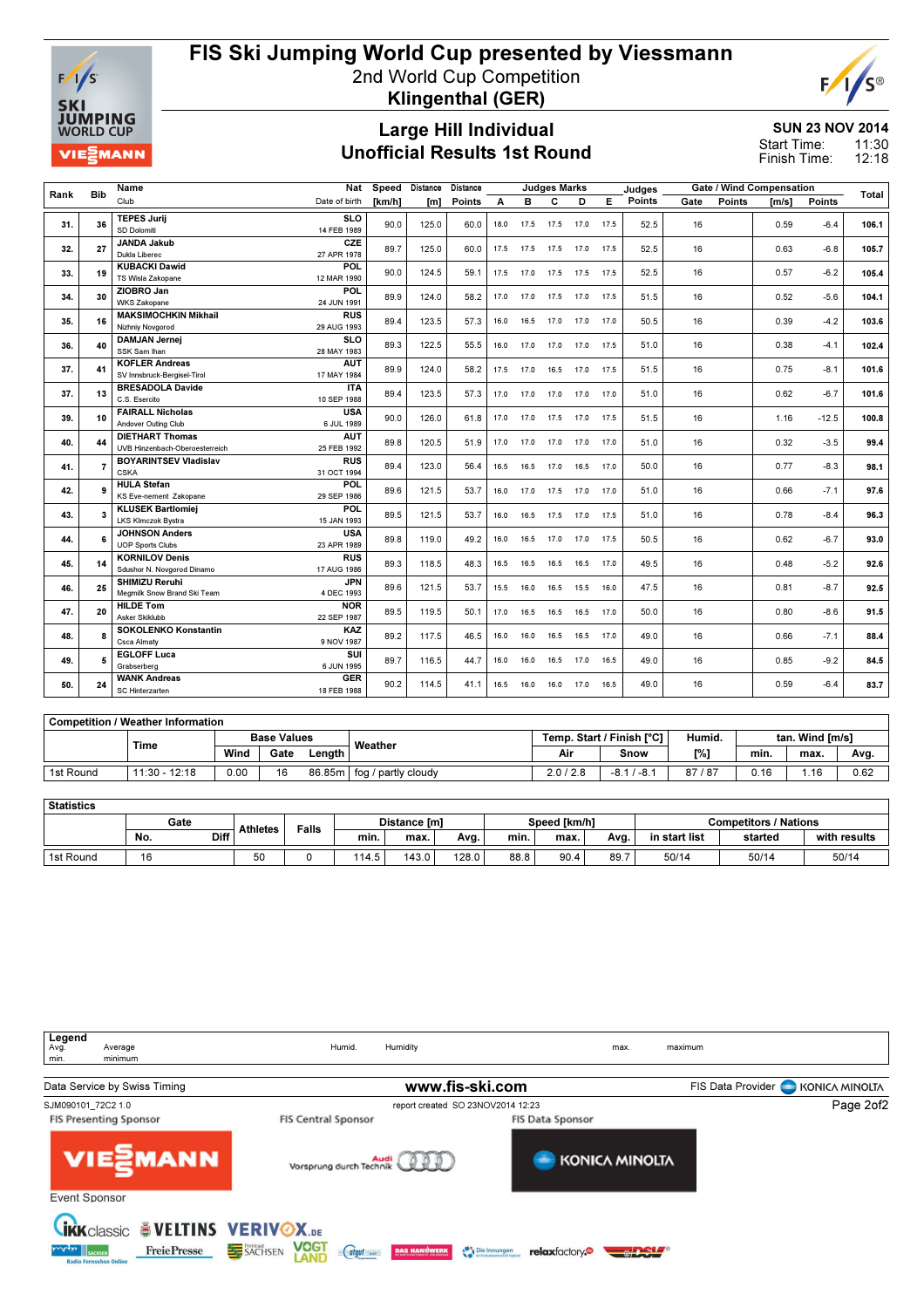# FIS Ski Jumping World Cup presented by Viessmann

2nd World Cup Competition

**Klingenthal (GER)**

## Large Hill Individual
## Unofficial Results 1st Round

**SUN 23 NOV 2014**

Start Time: 11:30

Finish Time: 12:18

| Rank | Bib | Name / Club | Nat / Date of birth | Speed [km/h] | Distance [m] | Distance Points | A | B | C | D | E | Judges Points | Gate | Gate Points | Wind [m/s] | Wind Points | Total |
|---|---|---|---|---|---|---|---|---|---|---|---|---|---|---|---|---|---|
| 31. | 36 | TEPES Jurij / SD Dolomiti | SLO / 14 FEB 1989 | 90.0 | 125.0 | 60.0 | 18.0 | 17.5 | 17.5 | 17.0 | 17.5 | 52.5 | 16 | | 0.59 | -6.4 | 106.1 |
| 32. | 27 | JANDA Jakub / Dukla Liberec | CZE / 27 APR 1978 | 89.7 | 125.0 | 60.0 | 17.5 | 17.5 | 17.5 | 17.0 | 17.5 | 52.5 | 16 | | 0.63 | -6.8 | 105.7 |
| 33. | 19 | KUBACKI Dawid / TS Wisla Zakopane | POL / 12 MAR 1990 | 90.0 | 124.5 | 59.1 | 17.5 | 17.0 | 17.5 | 17.5 | 17.5 | 52.5 | 16 | | 0.57 | -6.2 | 105.4 |
| 34. | 30 | ZIOBRO Jan / WKS Zakopane | POL / 24 JUN 1991 | 89.9 | 124.0 | 58.2 | 17.0 | 17.0 | 17.5 | 17.0 | 17.5 | 51.5 | 16 | | 0.52 | -5.6 | 104.1 |
| 35. | 16 | MAKSIMOCHKIN Mikhail / Nizhniy Novgorod | RUS / 29 AUG 1993 | 89.4 | 123.5 | 57.3 | 16.0 | 16.5 | 17.0 | 17.0 | 17.0 | 50.5 | 16 | | 0.39 | -4.2 | 103.6 |
| 36. | 40 | DAMJAN Jernej / SSK Sam Ihan | SLO / 28 MAY 1983 | 89.3 | 122.5 | 55.5 | 16.0 | 17.0 | 17.0 | 17.0 | 17.5 | 51.0 | 16 | | 0.38 | -4.1 | 102.4 |
| 37. | 41 | KOFLER Andreas / SV Innsbruck-Bergisel-Tirol | AUT / 17 MAY 1984 | 89.9 | 124.0 | 58.2 | 17.5 | 17.0 | 16.5 | 17.0 | 17.5 | 51.5 | 16 | | 0.75 | -8.1 | 101.6 |
| 37. | 13 | BRESADOLA Davide / C.S. Esercito | ITA / 10 SEP 1988 | 89.4 | 123.5 | 57.3 | 17.0 | 17.0 | 17.0 | 17.0 | 17.0 | 51.0 | 16 | | 0.62 | -6.7 | 101.6 |
| 39. | 10 | FAIRALL Nicholas / Andover Outing Club | USA / 6 JUL 1989 | 90.0 | 126.0 | 61.8 | 17.0 | 17.0 | 17.5 | 17.0 | 17.5 | 51.5 | 16 | | 1.16 | -12.5 | 100.8 |
| 40. | 44 | DIETHART Thomas / UVB Hinzenbach-Oberoesterreich | AUT / 25 FEB 1992 | 89.8 | 120.5 | 51.9 | 17.0 | 17.0 | 17.0 | 17.0 | 17.0 | 51.0 | 16 | | 0.32 | -3.5 | 99.4 |
| 41. | 7 | BOYARINTSEV Vladislav / CSKA | RUS / 31 OCT 1994 | 89.4 | 123.0 | 56.4 | 16.5 | 16.5 | 17.0 | 16.5 | 17.0 | 50.0 | 16 | | 0.77 | -8.3 | 98.1 |
| 42. | 9 | HULA Stefan / KS Eve-nement Zakopane | POL / 29 SEP 1986 | 89.6 | 121.5 | 53.7 | 16.0 | 17.0 | 17.5 | 17.0 | 17.0 | 51.0 | 16 | | 0.66 | -7.1 | 97.6 |
| 43. | 3 | KLUSEK Bartlomiej / LKS Klmczok Bystra | POL / 15 JAN 1993 | 89.5 | 121.5 | 53.7 | 16.0 | 16.5 | 17.5 | 17.0 | 17.5 | 51.0 | 16 | | 0.78 | -8.4 | 96.3 |
| 44. | 6 | JOHNSON Anders / UOP Sports Clubs | USA / 23 APR 1989 | 89.8 | 119.0 | 49.2 | 16.0 | 16.5 | 17.0 | 17.0 | 17.5 | 50.5 | 16 | | 0.62 | -6.7 | 93.0 |
| 45. | 14 | KORNILOV Denis / Sdushor N. Novgorod Dinamo | RUS / 17 AUG 1986 | 89.3 | 118.5 | 48.3 | 16.5 | 16.5 | 16.5 | 16.5 | 17.0 | 49.5 | 16 | | 0.48 | -5.2 | 92.6 |
| 46. | 25 | SHIMIZU Reruhi / Megmilk Snow Brand Ski Team | JPN / 4 DEC 1993 | 89.6 | 121.5 | 53.7 | 15.5 | 16.0 | 16.5 | 15.5 | 16.0 | 47.5 | 16 | | 0.81 | -8.7 | 92.5 |
| 47. | 20 | HILDE Tom / Asker Skiklubb | NOR / 22 SEP 1987 | 89.5 | 119.5 | 50.1 | 17.0 | 16.5 | 16.5 | 16.5 | 17.0 | 50.0 | 16 | | 0.80 | -8.6 | 91.5 |
| 48. | 8 | SOKOLENKO Konstantin / Csca Almaty | KAZ / 9 NOV 1987 | 89.2 | 117.5 | 46.5 | 16.0 | 16.0 | 16.5 | 16.5 | 17.0 | 49.0 | 16 | | 0.66 | -7.1 | 88.4 |
| 49. | 5 | EGLOFF Luca / Grabserberg | SUI / 6 JUN 1995 | 89.7 | 116.5 | 44.7 | 16.0 | 16.0 | 16.5 | 17.0 | 16.5 | 49.0 | 16 | | 0.85 | -9.2 | 84.5 |
| 50. | 24 | WANK Andreas / SC Hinterzarten | GER / 18 FEB 1988 | 90.2 | 114.5 | 41.1 | 16.5 | 16.0 | 16.0 | 17.0 | 16.5 | 49.0 | 16 | | 0.59 | -6.4 | 83.7 |

### Competition / Weather Information

| | Time | Base Values | | | Weather | Temp. Start / Finish [°C] | | Humid. | tan. Wind [m/s] | | |
|---|---|---|---|---|---|---|---|---|---|---|---|
| | | Wind | Gate | Length | | Air | Snow | [%] | min. | max. | Avg. |
| 1st Round | 11:30 - 12:18 | 0.00 | 16 | 86.85m | fog / partly cloudy | 2.0 / 2.8 | -8.1 / -8.1 | 87 / 87 | 0.16 | 1.16 | 0.62 |

### Statistics

| | Gate | | Athletes | Falls | Distance [m] | | | Speed [km/h] | | | Competitors / Nations | | |
|---|---|---|---|---|---|---|---|---|---|---|---|---|---|
| | No. | Diff | | | min. | max. | Avg. | min. | max. | Avg. | in start list | started | with results |
| 1st Round | 16 | | 50 | 0 | 114.5 | 143.0 | 128.0 | 88.8 | 90.4 | 89.7 | 50/14 | 50/14 | 50/14 |

**Legend**

| | | | | | |
|---|---|---|---|---|---|
| Avg. | Average | Humid. | Humidity | max. | maximum |
| min. | minimum | | | | |

Data Service by Swiss Timing

www.fis-ski.com

FIS Data Provider KONICA MINOLTA

SJM090101_72C2 1.0 report created SO 23NOV2014 12:23

FIS Presenting Sponsor: VIESSMANN

FIS Central Sponsor: Audi Vorsprung durch Technik

FIS Data Sponsor: KONICA MINOLTA

Event Sponsor: IKK classic, VELTINS, VERIVOX.DE, mdr SACHSEN, FreiePresse, Freistaat SACHSEN, VOGT LAND, Erzgebirge, DAS HANDWERK, Die Innungen, relaxfactory, DSV